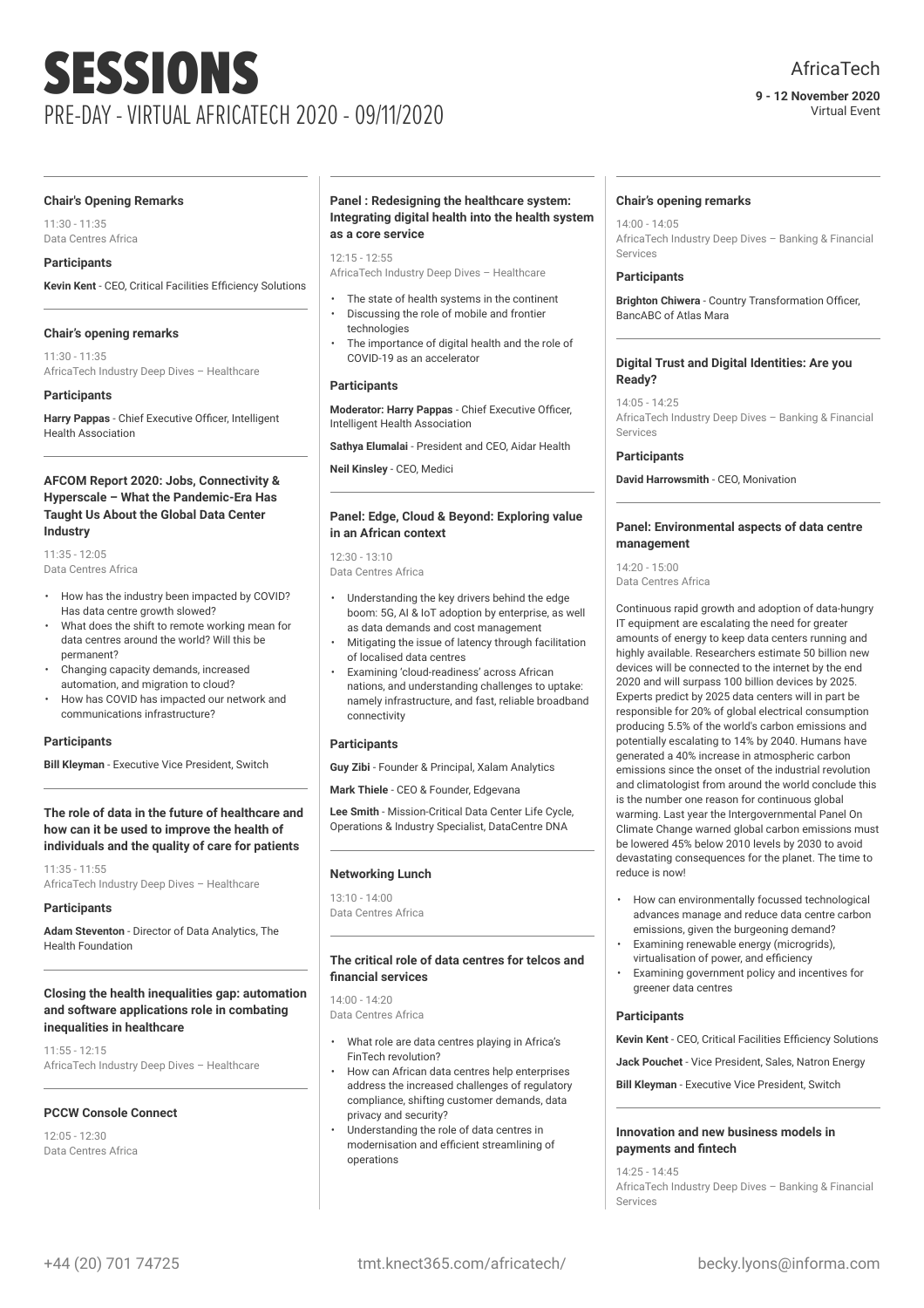# SESSIONS

## PRE-DAY - VIRTUAL AFRICATECH 2020 - 09/11/2020

AfricaTech

**9 - 12 November 2020**
Virtual Event

### Chair's Opening Remarks

11:30 - 11:35
Data Centres Africa

**Participants**

**Kevin Kent** - CEO, Critical Facilities Efficiency Solutions

### Chair's opening remarks

11:30 - 11:35
AfricaTech Industry Deep Dives – Healthcare

**Participants**

**Harry Pappas** - Chief Executive Officer, Intelligent Health Association

### AFCOM Report 2020: Jobs, Connectivity & Hyperscale – What the Pandemic-Era Has Taught Us About the Global Data Center Industry

11:35 - 12:05
Data Centres Africa

- How has the industry been impacted by COVID? Has data centre growth slowed?
- What does the shift to remote working mean for data centres around the world? Will this be permanent?
- Changing capacity demands, increased automation, and migration to cloud?
- How has COVID has impacted our network and communications infrastructure?

**Participants**

**Bill Kleyman** - Executive Vice President, Switch

### The role of data in the future of healthcare and how can it be used to improve the health of individuals and the quality of care for patients

11:35 - 11:55
AfricaTech Industry Deep Dives – Healthcare

**Participants**

**Adam Steventon** - Director of Data Analytics, The Health Foundation

### Closing the health inequalities gap: automation and software applications role in combating inequalities in healthcare

11:55 - 12:15
AfricaTech Industry Deep Dives – Healthcare

### PCCW Console Connect

12:05 - 12:30
Data Centres Africa

### Panel : Redesigning the healthcare system: Integrating digital health into the health system as a core service

12:15 - 12:55
AfricaTech Industry Deep Dives – Healthcare

- The state of health systems in the continent
- Discussing the role of mobile and frontier technologies
- The importance of digital health and the role of COVID-19 as an accelerator

**Participants**

**Moderator: Harry Pappas** - Chief Executive Officer, Intelligent Health Association

**Sathya Elumalai** - President and CEO, Aidar Health

**Neil Kinsley** - CEO, Medici

### Panel: Edge, Cloud & Beyond: Exploring value in an African context

12:30 - 13:10
Data Centres Africa

- Understanding the key drivers behind the edge boom: 5G, AI & IoT adoption by enterprise, as well as data demands and cost management
- Mitigating the issue of latency through facilitation of localised data centres
- Examining 'cloud-readiness' across African nations, and understanding challenges to uptake: namely infrastructure, and fast, reliable broadband connectivity

**Participants**

**Guy Zibi** - Founder & Principal, Xalam Analytics

**Mark Thiele** - CEO & Founder, Edgevana

**Lee Smith** - Mission-Critical Data Center Life Cycle, Operations & Industry Specialist, DataCentre DNA

### Networking Lunch

13:10 - 14:00
Data Centres Africa

### The critical role of data centres for telcos and financial services

14:00 - 14:20
Data Centres Africa

- What role are data centres playing in Africa's FinTech revolution?
- How can African data centres help enterprises address the increased challenges of regulatory compliance, shifting customer demands, data privacy and security?
- Understanding the role of data centres in modernisation and efficient streamlining of operations

### Chair's opening remarks

14:00 - 14:05
AfricaTech Industry Deep Dives – Banking & Financial Services

**Participants**

**Brighton Chiwera** - Country Transformation Officer, BancABC of Atlas Mara

### Digital Trust and Digital Identities: Are you Ready?

14:05 - 14:25
AfricaTech Industry Deep Dives – Banking & Financial Services

**Participants**

**David Harrowsmith** - CEO, Monivation

### Panel: Environmental aspects of data centre management

14:20 - 15:00
Data Centres Africa

Continuous rapid growth and adoption of data-hungry IT equipment are escalating the need for greater amounts of energy to keep data centers running and highly available. Researchers estimate 50 billion new devices will be connected to the internet by the end 2020 and will surpass 100 billion devices by 2025. Experts predict by 2025 data centers will in part be responsible for 20% of global electrical consumption producing 5.5% of the world's carbon emissions and potentially escalating to 14% by 2040. Humans have generated a 40% increase in atmospheric carbon emissions since the onset of the industrial revolution and climatologist from around the world conclude this is the number one reason for continuous global warming. Last year the Intergovernmental Panel On Climate Change warned global carbon emissions must be lowered 45% below 2010 levels by 2030 to avoid devastating consequences for the planet. The time to reduce is now!

- How can environmentally focussed technological advances manage and reduce data centre carbon emissions, given the burgeoning demand?
- Examining renewable energy (microgrids), virtualisation of power, and efficiency
- Examining government policy and incentives for greener data centres

**Participants**

**Kevin Kent** - CEO, Critical Facilities Efficiency Solutions

**Jack Pouchet** - Vice President, Sales, Natron Energy

**Bill Kleyman** - Executive Vice President, Switch

### Innovation and new business models in payments and fintech

14:25 - 14:45
AfricaTech Industry Deep Dives – Banking & Financial Services

+44 (20) 701 74725 tmt.knect365.com/africatech/ becky.lyons@informa.com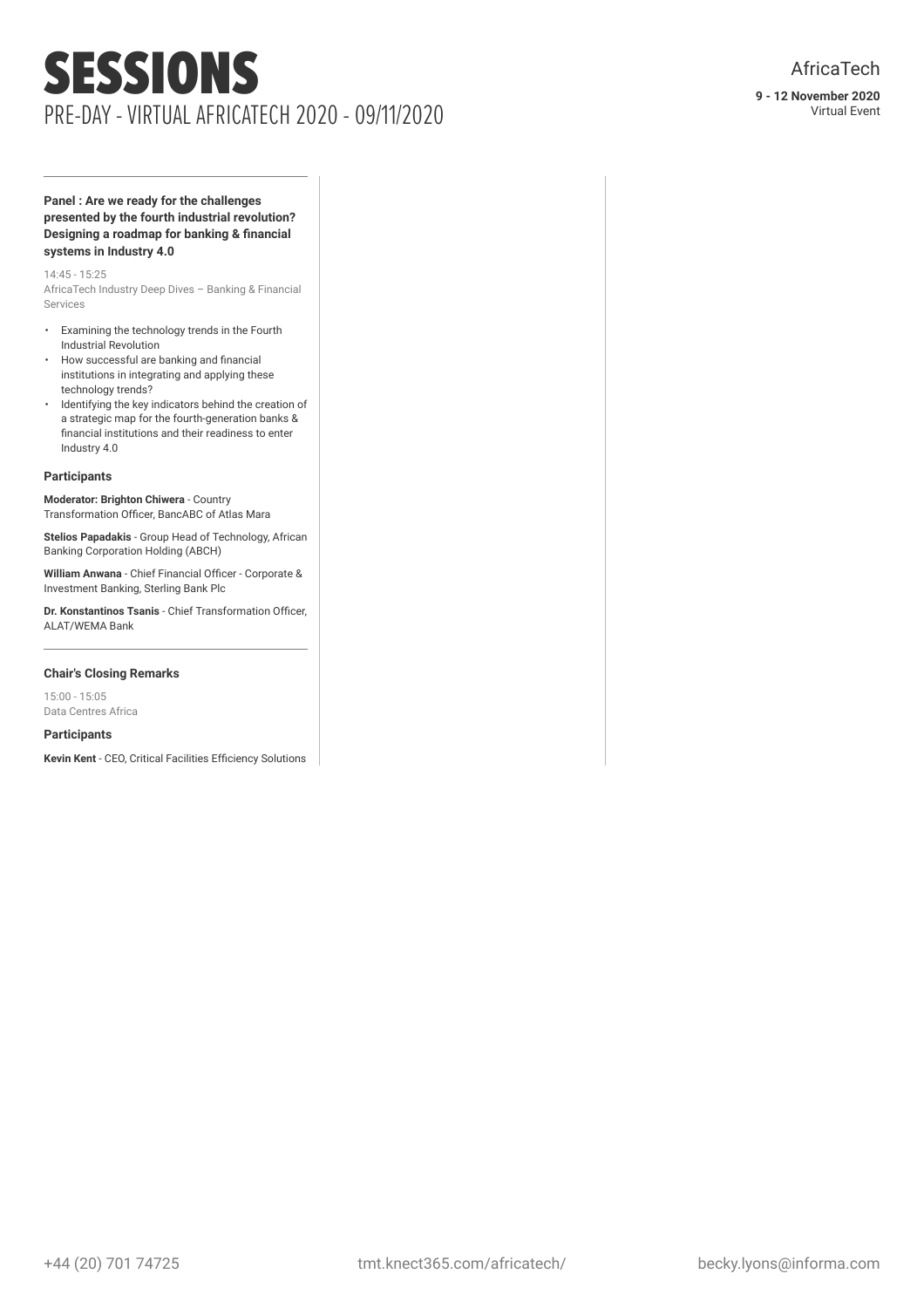# SESSIONS

## PRE-DAY - VIRTUAL AFRICATECH 2020 - 09/11/2020

### Panel : Are we ready for the challenges presented by the fourth industrial revolution? Designing a roadmap for banking & financial systems in Industry 4.0

14:45 - 15:25

AfricaTech Industry Deep Dives – Banking & Financial Services

- Examining the technology trends in the Fourth Industrial Revolution
- How successful are banking and financial institutions in integrating and applying these technology trends?
- Identifying the key indicators behind the creation of a strategic map for the fourth-generation banks & financial institutions and their readiness to enter Industry 4.0

**Participants**

**Moderator: Brighton Chiwera** - Country Transformation Officer, BancABC of Atlas Mara

**Stelios Papadakis** - Group Head of Technology, African Banking Corporation Holding (ABCH)

**William Anwana** - Chief Financial Officer - Corporate & Investment Banking, Sterling Bank Plc

**Dr. Konstantinos Tsanis** - Chief Transformation Officer, ALAT/WEMA Bank

### Chair's Closing Remarks

15:00 - 15:05

Data Centres Africa

**Participants**

**Kevin Kent** - CEO, Critical Facilities Efficiency Solutions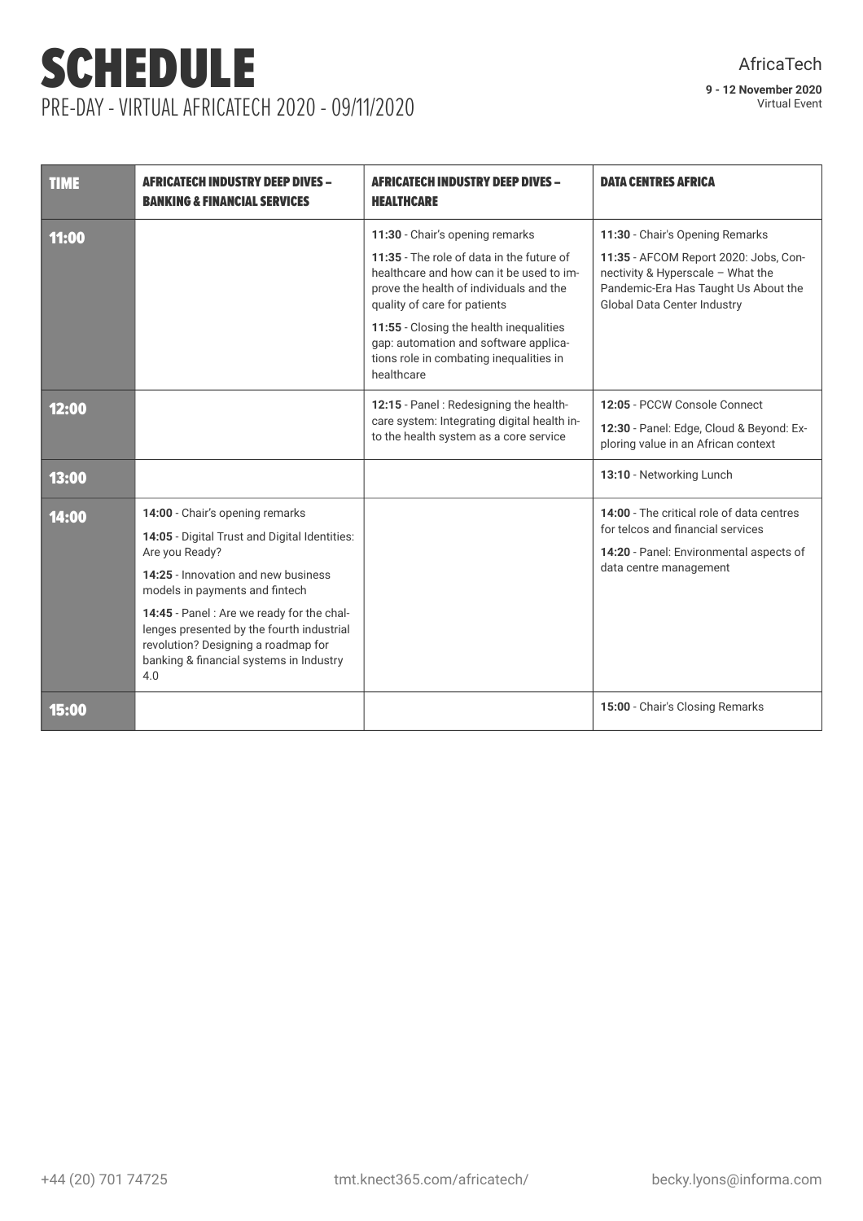# SCHEDULE

## PRE-DAY - VIRTUAL AFRICATECH 2020 - 09/11/2020

AfricaTech

**9 - 12 November 2020**
Virtual Event

| TIME | AFRICATECH INDUSTRY DEEP DIVES – BANKING & FINANCIAL SERVICES | AFRICATECH INDUSTRY DEEP DIVES – HEALTHCARE | DATA CENTRES AFRICA |
|---|---|---|---|
| 11:00 | | **11:30** - Chair's opening remarks<br>**11:35** - The role of data in the future of healthcare and how can it be used to improve the health of individuals and the quality of care for patients<br>**11:55** - Closing the health inequalities gap: automation and software applications role in combating inequalities in healthcare | **11:30** - Chair's Opening Remarks<br>**11:35** - AFCOM Report 2020: Jobs, Connectivity & Hyperscale – What the Pandemic-Era Has Taught Us About the Global Data Center Industry |
| 12:00 | | **12:15** - Panel : Redesigning the healthcare system: Integrating digital health into the health system as a core service | **12:05** - PCCW Console Connect<br>**12:30** - Panel: Edge, Cloud & Beyond: Exploring value in an African context |
| 13:00 | | | **13:10** - Networking Lunch |
| 14:00 | **14:00** - Chair's opening remarks<br>**14:05** - Digital Trust and Digital Identities: Are you Ready?<br>**14:25** - Innovation and new business models in payments and fintech<br>**14:45** - Panel : Are we ready for the challenges presented by the fourth industrial revolution? Designing a roadmap for banking & financial systems in Industry 4.0 | | **14:00** - The critical role of data centres for telcos and financial services<br>**14:20** - Panel: Environmental aspects of data centre management |
| 15:00 | | | **15:00** - Chair's Closing Remarks |

+44 (20) 701 74725 tmt.knect365.com/africatech/ becky.lyons@informa.com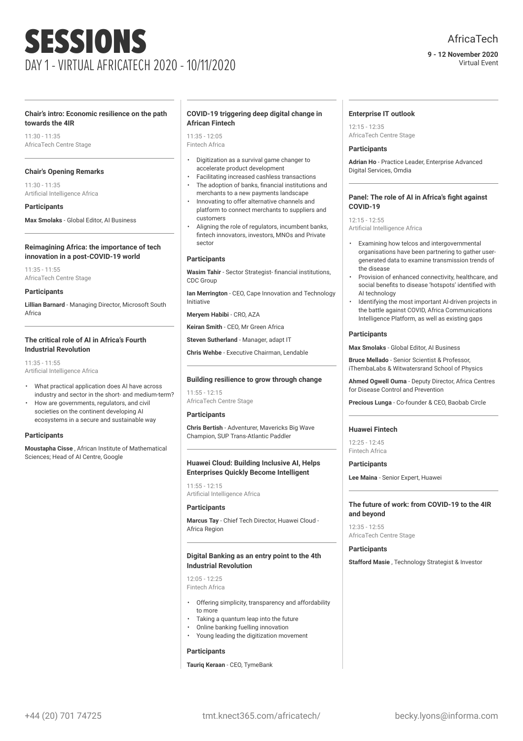# SESSIONS

## DAY 1 - VIRTUAL AFRICATECH 2020 - 10/11/2020

AfricaTech

**9 - 12 November 2020**
Virtual Event

### Chair's intro: Economic resilience on the path towards the 4IR

11:30 - 11:35
AfricaTech Centre Stage

### Chair's Opening Remarks

11:30 - 11:35
Artificial Intelligence Africa

**Participants**

**Max Smolaks** - Global Editor, AI Business

### Reimagining Africa: the importance of tech innovation in a post-COVID-19 world

11:35 - 11:55
AfricaTech Centre Stage

**Participants**

**Lillian Barnard** - Managing Director, Microsoft South Africa

### The critical role of AI in Africa's Fourth Industrial Revolution

11:35 - 11:55
Artificial Intelligence Africa

- What practical application does AI have across industry and sector in the short- and medium-term?
- How are governments, regulators, and civil societies on the continent developing AI ecosystems in a secure and sustainable way

**Participants**

**Moustapha Cisse** , African Institute of Mathematical Sciences; Head of AI Centre, Google

### COVID-19 triggering deep digital change in African Fintech

11:35 - 12:05
Fintech Africa

- Digitization as a survival game changer to accelerate product development
- Facilitating increased cashless transactions
- The adoption of banks, financial institutions and merchants to a new payments landscape
- Innovating to offer alternative channels and platform to connect merchants to suppliers and customers
- Aligning the role of regulators, incumbent banks, fintech innovators, investors, MNOs and Private sector

**Participants**

**Wasim Tahir** - Sector Strategist- financial institutions, CDC Group

**Ian Merrington** - CEO, Cape Innovation and Technology Initiative

**Meryem Habibi** - CRO, AZA

**Keiran Smith** - CEO, Mr Green Africa

**Steven Sutherland** - Manager, adapt IT

**Chris Wehbe** - Executive Chairman, Lendable

### Building resilience to grow through change

11:55 - 12:15
AfricaTech Centre Stage

**Participants**

**Chris Bertish** - Adventurer, Mavericks Big Wave Champion, SUP Trans-Atlantic Paddler

### Huawei Cloud: Building Inclusive AI, Helps Enterprises Quickly Become Intelligent

11:55 - 12:15
Artificial Intelligence Africa

**Participants**

**Marcus Tay** - Chief Tech Director, Huawei Cloud - Africa Region

### Digital Banking as an entry point to the 4th Industrial Revolution

12:05 - 12:25
Fintech Africa

- Offering simplicity, transparency and affordability to more
- Taking a quantum leap into the future
- Online banking fuelling innovation
- Young leading the digitization movement

**Participants**

**Tauriq Keraan** - CEO, TymeBank

### Enterprise IT outlook

12:15 - 12:35
AfricaTech Centre Stage

**Participants**

**Adrian Ho** - Practice Leader, Enterprise Advanced Digital Services, Omdia

### Panel: The role of AI in Africa's fight against COVID-19

12:15 - 12:55
Artificial Intelligence Africa

- Examining how telcos and intergovernmental organisations have been partnering to gather user-generated data to examine transmission trends of the disease
- Provision of enhanced connectivity, healthcare, and social benefits to disease 'hotspots' identified with AI technology
- Identifying the most important AI-driven projects in the battle against COVID, Africa Communications Intelligence Platform, as well as existing gaps

**Participants**

**Max Smolaks** - Global Editor, AI Business

**Bruce Mellado** - Senior Scientist & Professor, iThembaLabs & Witwatersrand School of Physics

**Ahmed Ogwell Ouma** - Deputy Director, Africa Centres for Disease Control and Prevention

**Precious Lunga** - Co-founder & CEO, Baobab Circle

### Huawei Fintech

12:25 - 12:45
Fintech Africa

**Participants**

**Lee Maina** - Senior Expert, Huawei

### The future of work: from COVID-19 to the 4IR and beyond

12:35 - 12:55
AfricaTech Centre Stage

**Participants**

**Stafford Masie** , Technology Strategist & Investor

+44 (20) 701 74725 | tmt.knect365.com/africatech/ | becky.lyons@informa.com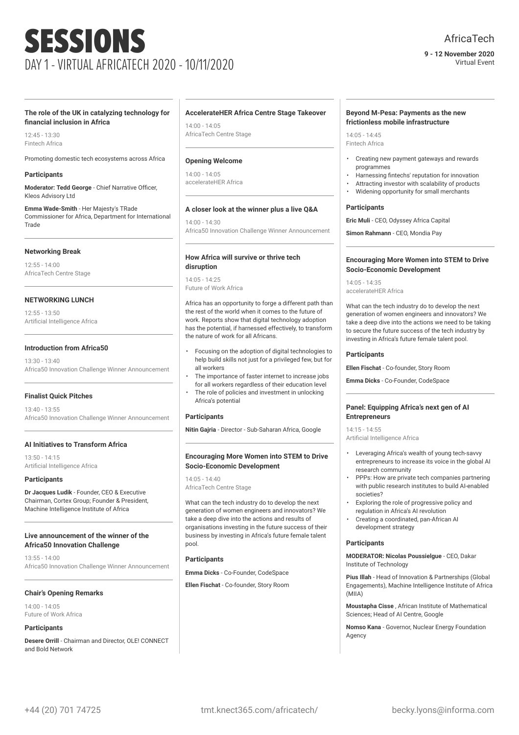# SESSIONS

## DAY 1 - VIRTUAL AFRICATECH 2020 - 10/11/2020

AfricaTech

**9 - 12 November 2020**
Virtual Event

---

### The role of the UK in catalyzing technology for financial inclusion in Africa

12:45 - 13:30
Fintech Africa

Promoting domestic tech ecosystems across Africa

**Participants**

**Moderator: Tedd George** - Chief Narrative Officer, Kleos Advisory Ltd

**Emma Wade-Smith** - Her Majesty's TRade Commissioner for Africa, Department for International Trade

---

### Networking Break

12:55 - 14:00
AfricaTech Centre Stage

---

### NETWORKING LUNCH

12:55 - 13:50
Artificial Intelligence Africa

---

### Introduction from Africa50

13:30 - 13:40
Africa50 Innovation Challenge Winner Announcement

---

### Finalist Quick Pitches

13:40 - 13:55
Africa50 Innovation Challenge Winner Announcement

---

### AI Initiatives to Transform Africa

13:50 - 14:15
Artificial Intelligence Africa

**Participants**

**Dr Jacques Ludik** - Founder, CEO & Executive Chairman, Cortex Group; Founder & President, Machine Intelligence Institute of Africa

---

### Live announcement of the winner of the Africa50 Innovation Challenge

13:55 - 14:00
Africa50 Innovation Challenge Winner Announcement

---

### Chair's Opening Remarks

14:00 - 14:05
Future of Work Africa

**Participants**

**Desere Orrill** - Chairman and Director, OLE! CONNECT and Bold Network

---

### AccelerateHER Africa Centre Stage Takeover

14:00 - 14:05
AfricaTech Centre Stage

---

### Opening Welcome

14:00 - 14:05
accelerateHER Africa

---

### A closer look at the winner plus a live Q&A

14:00 - 14:30
Africa50 Innovation Challenge Winner Announcement

---

### How Africa will survive or thrive tech disruption

14:05 - 14:25
Future of Work Africa

Africa has an opportunity to forge a different path than the rest of the world when it comes to the future of work. Reports show that digital technology adoption has the potential, if harnessed effectively, to transform the nature of work for all Africans.

- Focusing on the adoption of digital technologies to help build skills not just for a privileged few, but for all workers
- The importance of faster internet to increase jobs for all workers regardless of their education level
- The role of policies and investment in unlocking Africa's potential

**Participants**

**Nitin Gajria** - Director - Sub-Saharan Africa, Google

---

### Encouraging More Women into STEM to Drive Socio-Economic Development

14:05 - 14:40
AfricaTech Centre Stage

What can the tech industry do to develop the next generation of women engineers and innovators? We take a deep dive into the actions and results of organisations investing in the future success of their business by investing in Africa's future female talent pool.

**Participants**

**Emma Dicks** - Co-Founder, CodeSpace

**Ellen Fischat** - Co-founder, Story Room

---

### Beyond M-Pesa: Payments as the new frictionless mobile infrastructure

14:05 - 14:45
Fintech Africa

- Creating new payment gateways and rewards programmes
- Harnessing fintechs' reputation for innovation
- Attracting investor with scalability of products
- Widening opportunity for small merchants

**Participants**

**Eric Muli** - CEO, Odyssey Africa Capital

**Simon Rahmann** - CEO, Mondia Pay

---

### Encouraging More Women into STEM to Drive Socio-Economic Development

14:05 - 14:35
accelerateHER Africa

What can the tech industry do to develop the next generation of women engineers and innovators? We take a deep dive into the actions we need to be taking to secure the future success of the tech industry by investing in Africa's future female talent pool.

**Participants**

**Ellen Fischat** - Co-founder, Story Room

**Emma Dicks** - Co-Founder, CodeSpace

---

### Panel: Equipping Africa's next gen of AI Entrepreneurs

14:15 - 14:55
Artificial Intelligence Africa

- Leveraging Africa's wealth of young tech-savvy entrepreneurs to increase its voice in the global AI research community
- PPPs: How are private tech companies partnering with public research institutes to build AI-enabled societies?
- Exploring the role of progressive policy and regulation in Africa's AI revolution
- Creating a coordinated, pan-African AI development strategy

**Participants**

**MODERATOR: Nicolas Poussielgue** - CEO, Dakar Institute of Technology

**Pius Illah** - Head of Innovation & Partnerships (Global Engagements), Machine Intelligence Institute of Africa (MIIA)

**Moustapha Cisse** , African Institute of Mathematical Sciences; Head of AI Centre, Google

**Nomso Kana** - Governor, Nuclear Energy Foundation Agency

---

+44 (20) 701 74725 tmt.knect365.com/africatech/ becky.lyons@informa.com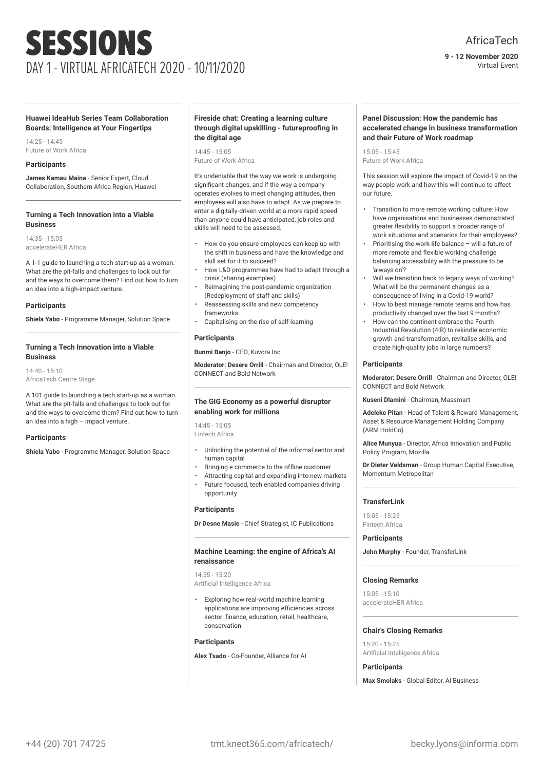# SESSIONS

DAY 1 - VIRTUAL AFRICATECH 2020 - 10/11/2020

AfricaTech

**9 - 12 November 2020**
Virtual Event

### Huawei IdeaHub Series Team Collaboration Boards: Intelligence at Your Fingertips

14:25 - 14:45
Future of Work Africa

**Participants**

**James Kamau Maina** - Senior Expert, Cloud Collaboration, Southern Africa Region, Huawei

### Turning a Tech Innovation into a Viable Business

14:35 - 15:05
accelerateHER Africa

A 1-1 guide to launching a tech start-up as a woman. What are the pit-falls and challenges to look out for and the ways to overcome them? Find out how to turn an idea into a high-impact venture.

**Participants**

**Shiela Yabo** - Programme Manager, Solution Space

### Turning a Tech Innovation into a Viable Business

14:40 - 15:10
AfricaTech Centre Stage

A 101 guide to launching a tech start-up as a woman. What are the pit-falls and challenges to look out for and the ways to overcome them? Find out how to turn an idea into a high – impact venture.

**Participants**

**Shiela Yabo** - Programme Manager, Solution Space

### Fireside chat: Creating a learning culture through digital upskilling - futureproofing in the digital age

14:45 - 15:05
Future of Work Africa

It's undeniable that the way we work is undergoing significant changes, and if the way a company operates evolves to meet changing attitudes, then employees will also have to adapt. As we prepare to enter a digitally-driven world at a more rapid speed than anyone could have anticipated, job-roles and skills will need to be assessed.

- How do you ensure employees can keep up with the shift in business and have the knowledge and skill set for it to succeed?
- How L&D programmes have had to adapt through a crisis (sharing examples)
- Reimagining the post-pandemic organization (Redeployment of staff and skills)
- Reassessing skills and new competency frameworks
- Capitalising on the rise of self-learning

**Participants**

**Bunmi Banjo** - CEO, Kuvora Inc

**Moderator: Desere Orrill** - Chairman and Director, OLE! CONNECT and Bold Network

### The GIG Economy as a powerful disruptor enabling work for millions

14:45 - 15:05
Fintech Africa

- Unlocking the potential of the informal sector and human capital
- Bringing e commerce to the offline customer
- Attracting capital and expanding into new markets
- Future focused, tech enabled companies driving opportunity

**Participants**

**Dr Desne Masie** - Chief Strategist, IC Publications

### Machine Learning: the engine of Africa's AI renaissance

14:55 - 15:20
Artificial Intelligence Africa

- Exploring how real-world machine learning applications are improving efficiencies across sector: finance, education, retail, healthcare, conservation

**Participants**

**Alex Tsado** - Co-Founder, Alliance for AI

### Panel Discussion: How the pandemic has accelerated change in business transformation and their Future of Work roadmap

15:05 - 15:45
Future of Work Africa

This session will explore the impact of Covid-19 on the way people work and how this will continue to affect our future.

- Transition to more remote working culture: How have organisations and businesses demonstrated greater flexibility to support a broader range of work situations and scenarios for their employees?
- Prioritising the work-life balance – will a future of more remote and flexible working challenge balancing accessibility with the pressure to be 'always on'?
- Will we transition back to legacy ways of working? What will be the permanent changes as a consequence of living in a Covid-19 world?
- How to best manage remote teams and how has productivity changed over the last 9 months?
- How can the continent embrace the Fourth Industrial Revolution (4IR) to rekindle economic growth and transformation, revitalise skills, and create high-quality jobs in large numbers?

**Participants**

**Moderator: Desere Orrill** - Chairman and Director, OLE! CONNECT and Bold Network

**Kuseni Dlamini** - Chairman, Massmart

**Adeleke Pitan** - Head of Talent & Reward Management, Asset & Resource Management Holding Company (ARM HoldCo)

**Alice Munyua** - Director, Africa Innovation and Public Policy Program, Mozilla

**Dr Dieter Veldsman** - Group Human Capital Executive, Momentum Metropolitan

### TransferLink

15:05 - 15:25
Fintech Africa

**Participants**

**John Murphy** - Founder, TransferLink

### Closing Remarks

15:05 - 15:10
accelerateHER Africa

### Chair's Closing Remarks

15:20 - 15:25
Artificial Intelligence Africa

**Participants**

**Max Smolaks** - Global Editor, AI Business

+44 (20) 701 74725 tmt.knect365.com/africatech/ becky.lyons@informa.com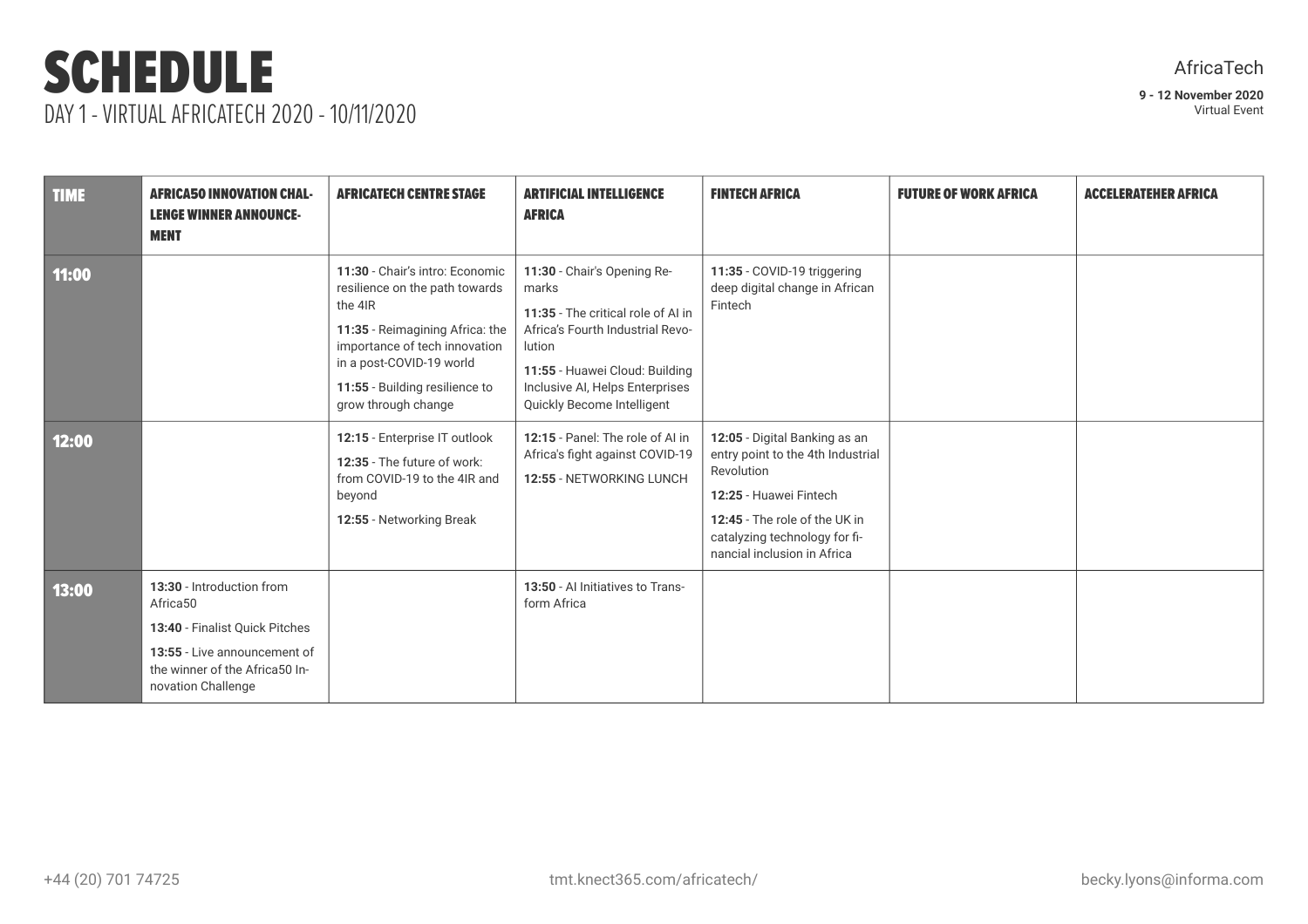# SCHEDULE

DAY 1 - VIRTUAL AFRICATECH 2020 - 10/11/2020

AfricaTech

**9 - 12 November 2020**
Virtual Event

| TIME | AFRICA50 INNOVATION CHALLENGE WINNER ANNOUNCEMENT | AFRICATECH CENTRE STAGE | ARTIFICIAL INTELLIGENCE AFRICA | FINTECH AFRICA | FUTURE OF WORK AFRICA | ACCELERATEHER AFRICA |
|---|---|---|---|---|---|---|
| **11:00** | | **11:30** - Chair's intro: Economic resilience on the path towards the 4IR<br>**11:35** - Reimagining Africa: the importance of tech innovation in a post-COVID-19 world<br>**11:55** - Building resilience to grow through change | **11:30** - Chair's Opening Remarks<br>**11:35** - The critical role of AI in Africa's Fourth Industrial Revolution<br>**11:55** - Huawei Cloud: Building Inclusive AI, Helps Enterprises Quickly Become Intelligent | **11:35** - COVID-19 triggering deep digital change in African Fintech | | |
| **12:00** | | **12:15** - Enterprise IT outlook<br>**12:35** - The future of work: from COVID-19 to the 4IR and beyond<br>**12:55** - Networking Break | **12:15** - Panel: The role of AI in Africa's fight against COVID-19<br>**12:55** - NETWORKING LUNCH | **12:05** - Digital Banking as an entry point to the 4th Industrial Revolution<br>**12:25** - Huawei Fintech<br>**12:45** - The role of the UK in catalyzing technology for financial inclusion in Africa | | |
| **13:00** | **13:30** - Introduction from Africa50<br>**13:40** - Finalist Quick Pitches<br>**13:55** - Live announcement of the winner of the Africa50 Innovation Challenge | | **13:50** - AI Initiatives to Transform Africa | | | |

+44 (20) 701 74725 tmt.knect365.com/africatech/ becky.lyons@informa.com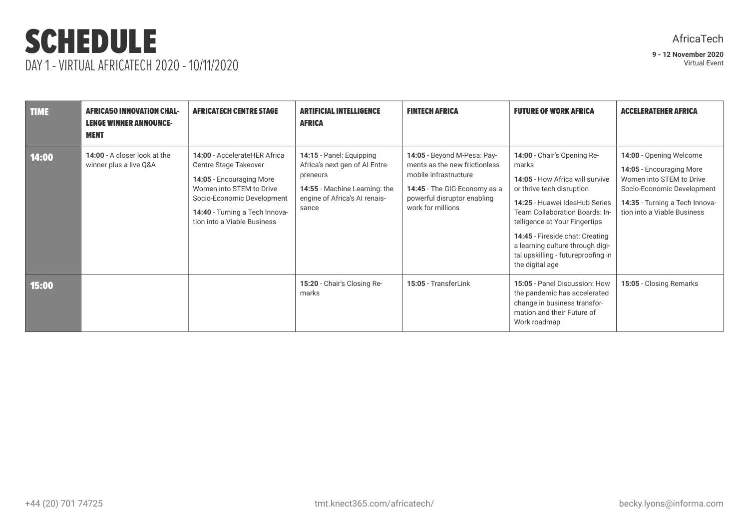# SCHEDULE

DAY 1 - VIRTUAL AFRICATECH 2020 - 10/11/2020

AfricaTech

**9 - 12 November 2020**
Virtual Event

| TIME | AFRICA50 INNOVATION CHALLENGE WINNER ANNOUNCEMENT | AFRICATECH CENTRE STAGE | ARTIFICIAL INTELLIGENCE AFRICA | FINTECH AFRICA | FUTURE OF WORK AFRICA | ACCELERATEHER AFRICA |
|---|---|---|---|---|---|---|
| **14:00** | **14:00** - A closer look at the winner plus a live Q&A | **14:00** - AccelerateHER Africa Centre Stage Takeover<br>**14:05** - Encouraging More Women into STEM to Drive Socio-Economic Development<br>**14:40** - Turning a Tech Innovation into a Viable Business | **14:15** - Panel: Equipping Africa's next gen of AI Entrepreneurs<br>**14:55** - Machine Learning: the engine of Africa's AI renaissance | **14:05** - Beyond M-Pesa: Payments as the new frictionless mobile infrastructure<br>**14:45** - The GIG Economy as a powerful disruptor enabling work for millions | **14:00** - Chair's Opening Remarks<br>**14:05** - How Africa will survive or thrive tech disruption<br>**14:25** - Huawei IdeaHub Series Team Collaboration Boards: Intelligence at Your Fingertips<br>**14:45** - Fireside chat: Creating a learning culture through digital upskilling - futureproofing in the digital age | **14:00** - Opening Welcome<br>**14:05** - Encouraging More Women into STEM to Drive Socio-Economic Development<br>**14:35** - Turning a Tech Innovation into a Viable Business |
| **15:00** | | | **15:20** - Chair's Closing Remarks | **15:05** - TransferLink | **15:05** - Panel Discussion: How the pandemic has accelerated change in business transformation and their Future of Work roadmap | **15:05** - Closing Remarks |

+44 (20) 701 74725 tmt.knect365.com/africatech/ becky.lyons@informa.com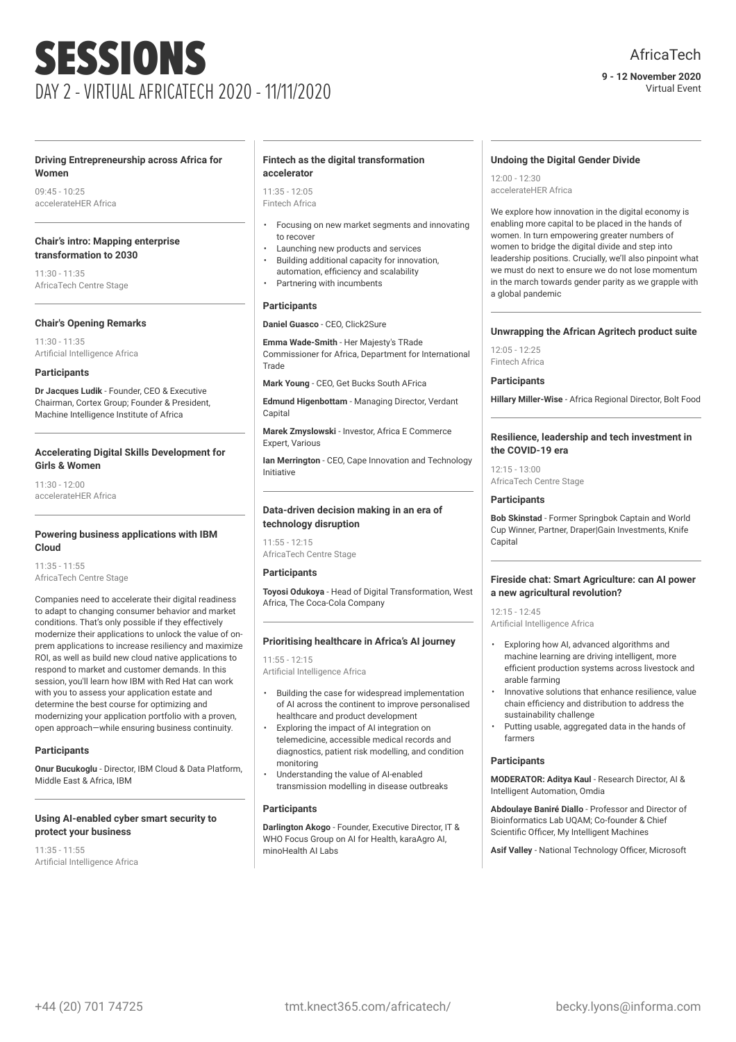# SESSIONS

DAY 2 - VIRTUAL AFRICATECH 2020 - 11/11/2020

AfricaTech

**9 - 12 November 2020**
Virtual Event

### Driving Entrepreneurship across Africa for Women

09:45 - 10:25
accelerateHER Africa

### Chair's intro: Mapping enterprise transformation to 2030

11:30 - 11:35
AfricaTech Centre Stage

### Chair's Opening Remarks

11:30 - 11:35
Artificial Intelligence Africa

**Participants**

**Dr Jacques Ludik** - Founder, CEO & Executive Chairman, Cortex Group; Founder & President, Machine Intelligence Institute of Africa

### Accelerating Digital Skills Development for Girls & Women

11:30 - 12:00
accelerateHER Africa

### Powering business applications with IBM Cloud

11:35 - 11:55
AfricaTech Centre Stage

Companies need to accelerate their digital readiness to adapt to changing consumer behavior and market conditions. That's only possible if they effectively modernize their applications to unlock the value of on-prem applications to increase resiliency and maximize ROI, as well as build new cloud native applications to respond to market and customer demands. In this session, you'll learn how IBM with Red Hat can work with you to assess your application estate and determine the best course for optimizing and modernizing your application portfolio with a proven, open approach—while ensuring business continuity.

**Participants**

**Onur Bucukoglu** - Director, IBM Cloud & Data Platform, Middle East & Africa, IBM

### Using AI-enabled cyber smart security to protect your business

11:35 - 11:55
Artificial Intelligence Africa

### Fintech as the digital transformation accelerator

11:35 - 12:05
Fintech Africa

- Focusing on new market segments and innovating to recover
- Launching new products and services
- Building additional capacity for innovation, automation, efficiency and scalability
- Partnering with incumbents

**Participants**

**Daniel Guasco** - CEO, Click2Sure

**Emma Wade-Smith** - Her Majesty's TRade Commissioner for Africa, Department for International Trade

**Mark Young** - CEO, Get Bucks South AFrica

**Edmund Higenbottam** - Managing Director, Verdant Capital

**Marek Zmyslowski** - Investor, Africa E Commerce Expert, Various

**Ian Merrington** - CEO, Cape Innovation and Technology Initiative

### Data-driven decision making in an era of technology disruption

11:55 - 12:15
AfricaTech Centre Stage

**Participants**

**Toyosi Odukoya** - Head of Digital Transformation, West Africa, The Coca-Cola Company

### Prioritising healthcare in Africa's AI journey

11:55 - 12:15
Artificial Intelligence Africa

- Building the case for widespread implementation of AI across the continent to improve personalised healthcare and product development
- Exploring the impact of AI integration on telemedicine, accessible medical records and diagnostics, patient risk modelling, and condition monitoring
- Understanding the value of AI-enabled transmission modelling in disease outbreaks

**Participants**

**Darlington Akogo** - Founder, Executive Director, IT & WHO Focus Group on AI for Health, karaAgro AI, minoHealth AI Labs

### Undoing the Digital Gender Divide

12:00 - 12:30
accelerateHER Africa

We explore how innovation in the digital economy is enabling more capital to be placed in the hands of women. In turn empowering greater numbers of women to bridge the digital divide and step into leadership positions. Crucially, we'll also pinpoint what we must do next to ensure we do not lose momentum in the march towards gender parity as we grapple with a global pandemic

### Unwrapping the African Agritech product suite

12:05 - 12:25
Fintech Africa

**Participants**

**Hillary Miller-Wise** - Africa Regional Director, Bolt Food

### Resilience, leadership and tech investment in the COVID-19 era

12:15 - 13:00
AfricaTech Centre Stage

**Participants**

**Bob Skinstad** - Former Springbok Captain and World Cup Winner, Partner, Draper|Gain Investments, Knife Capital

### Fireside chat: Smart Agriculture: can AI power a new agricultural revolution?

12:15 - 12:45
Artificial Intelligence Africa

- Exploring how AI, advanced algorithms and machine learning are driving intelligent, more efficient production systems across livestock and arable farming
- Innovative solutions that enhance resilience, value chain efficiency and distribution to address the sustainability challenge
- Putting usable, aggregated data in the hands of farmers

**Participants**

**MODERATOR: Aditya Kaul** - Research Director, AI & Intelligent Automation, Omdia

**Abdoulaye Baniré Diallo** - Professor and Director of Bioinformatics Lab UQAM; Co-founder & Chief Scientific Officer, My Intelligent Machines

**Asif Valley** - National Technology Officer, Microsoft

+44 (20) 701 74725 tmt.knect365.com/africatech/ becky.lyons@informa.com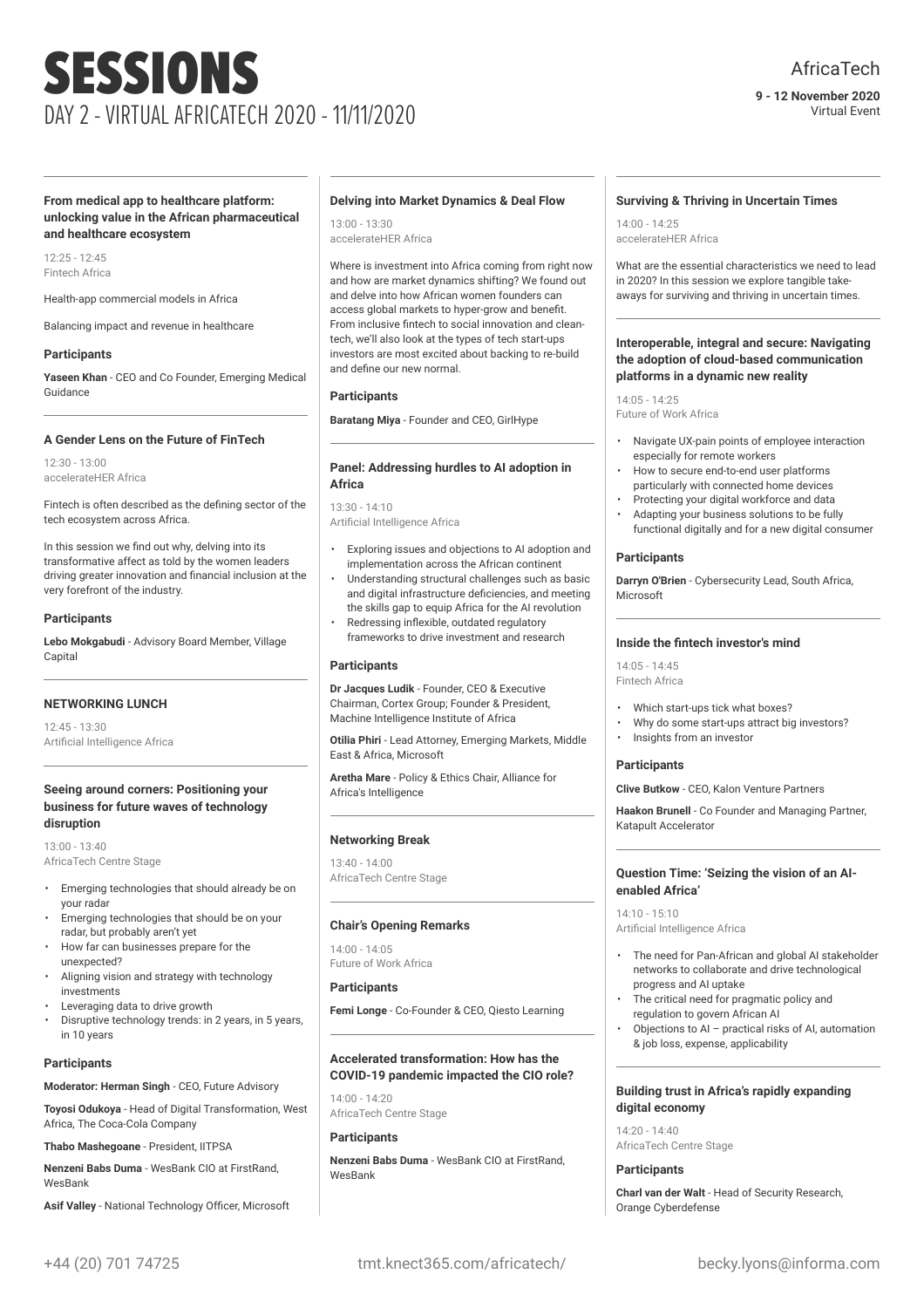# SESSIONS

DAY 2 - VIRTUAL AFRICATECH 2020 - 11/11/2020

AfricaTech

**9 - 12 November 2020**
Virtual Event

### From medical app to healthcare platform: unlocking value in the African pharmaceutical and healthcare ecosystem

12:25 - 12:45
Fintech Africa

Health-app commercial models in Africa

Balancing impact and revenue in healthcare

**Participants**

**Yaseen Khan** - CEO and Co Founder, Emerging Medical Guidance

### A Gender Lens on the Future of FinTech

12:30 - 13:00
accelerateHER Africa

Fintech is often described as the defining sector of the tech ecosystem across Africa.

In this session we find out why, delving into its transformative affect as told by the women leaders driving greater innovation and financial inclusion at the very forefront of the industry.

**Participants**

**Lebo Mokgabudi** - Advisory Board Member, Village Capital

### NETWORKING LUNCH

12:45 - 13:30
Artificial Intelligence Africa

### Seeing around corners: Positioning your business for future waves of technology disruption

13:00 - 13:40
AfricaTech Centre Stage

- Emerging technologies that should already be on your radar
- Emerging technologies that should be on your radar, but probably aren't yet
- How far can businesses prepare for the unexpected?
- Aligning vision and strategy with technology investments
- Leveraging data to drive growth
- Disruptive technology trends: in 2 years, in 5 years, in 10 years

**Participants**

**Moderator: Herman Singh** - CEO, Future Advisory

**Toyosi Odukoya** - Head of Digital Transformation, West Africa, The Coca-Cola Company

**Thabo Mashegoane** - President, IITPSA

**Nenzeni Babs Duma** - WesBank CIO at FirstRand, WesBank

**Asif Valley** - National Technology Officer, Microsoft

### Delving into Market Dynamics & Deal Flow

13:00 - 13:30
accelerateHER Africa

Where is investment into Africa coming from right now and how are market dynamics shifting? We found out and delve into how African women founders can access global markets to hyper-grow and benefit. From inclusive fintech to social innovation and clean-tech, we'll also look at the types of tech start-ups investors are most excited about backing to re-build and define our new normal.

**Participants**

**Baratang Miya** - Founder and CEO, GirlHype

### Panel: Addressing hurdles to AI adoption in Africa

13:30 - 14:10
Artificial Intelligence Africa

- Exploring issues and objections to AI adoption and implementation across the African continent
- Understanding structural challenges such as basic and digital infrastructure deficiencies, and meeting the skills gap to equip Africa for the AI revolution
- Redressing inflexible, outdated regulatory frameworks to drive investment and research

**Participants**

**Dr Jacques Ludik** - Founder, CEO & Executive Chairman, Cortex Group; Founder & President, Machine Intelligence Institute of Africa

**Otilia Phiri** - Lead Attorney, Emerging Markets, Middle East & Africa, Microsoft

**Aretha Mare** - Policy & Ethics Chair, Alliance for Africa's Intelligence

### Networking Break

13:40 - 14:00
AfricaTech Centre Stage

### Chair's Opening Remarks

14:00 - 14:05
Future of Work Africa

**Participants**

**Femi Longe** - Co-Founder & CEO, Qiesto Learning

### Accelerated transformation: How has the COVID-19 pandemic impacted the CIO role?

14:00 - 14:20
AfricaTech Centre Stage

**Participants**

**Nenzeni Babs Duma** - WesBank CIO at FirstRand, WesBank

### Surviving & Thriving in Uncertain Times

14:00 - 14:25
accelerateHER Africa

What are the essential characteristics we need to lead in 2020? In this session we explore tangible take-aways for surviving and thriving in uncertain times.

### Interoperable, integral and secure: Navigating the adoption of cloud-based communication platforms in a dynamic new reality

14:05 - 14:25
Future of Work Africa

- Navigate UX-pain points of employee interaction especially for remote workers
- How to secure end-to-end user platforms particularly with connected home devices
- Protecting your digital workforce and data
- Adapting your business solutions to be fully functional digitally and for a new digital consumer

**Participants**

**Darryn O'Brien** - Cybersecurity Lead, South Africa, Microsoft

### Inside the fintech investor's mind

14:05 - 14:45
Fintech Africa

- Which start-ups tick what boxes?
- Why do some start-ups attract big investors?
- Insights from an investor

**Participants**

**Clive Butkow** - CEO, Kalon Venture Partners

**Haakon Brunell** - Co Founder and Managing Partner, Katapult Accelerator

### Question Time: 'Seizing the vision of an AI-enabled Africa'

14:10 - 15:10
Artificial Intelligence Africa

- The need for Pan-African and global AI stakeholder networks to collaborate and drive technological progress and AI uptake
- The critical need for pragmatic policy and regulation to govern African AI
- Objections to AI – practical risks of AI, automation & job loss, expense, applicability

### Building trust in Africa's rapidly expanding digital economy

14:20 - 14:40
AfricaTech Centre Stage

**Participants**

**Charl van der Walt** - Head of Security Research, Orange Cyberdefense

+44 (20) 701 74725 tmt.knect365.com/africatech/ becky.lyons@informa.com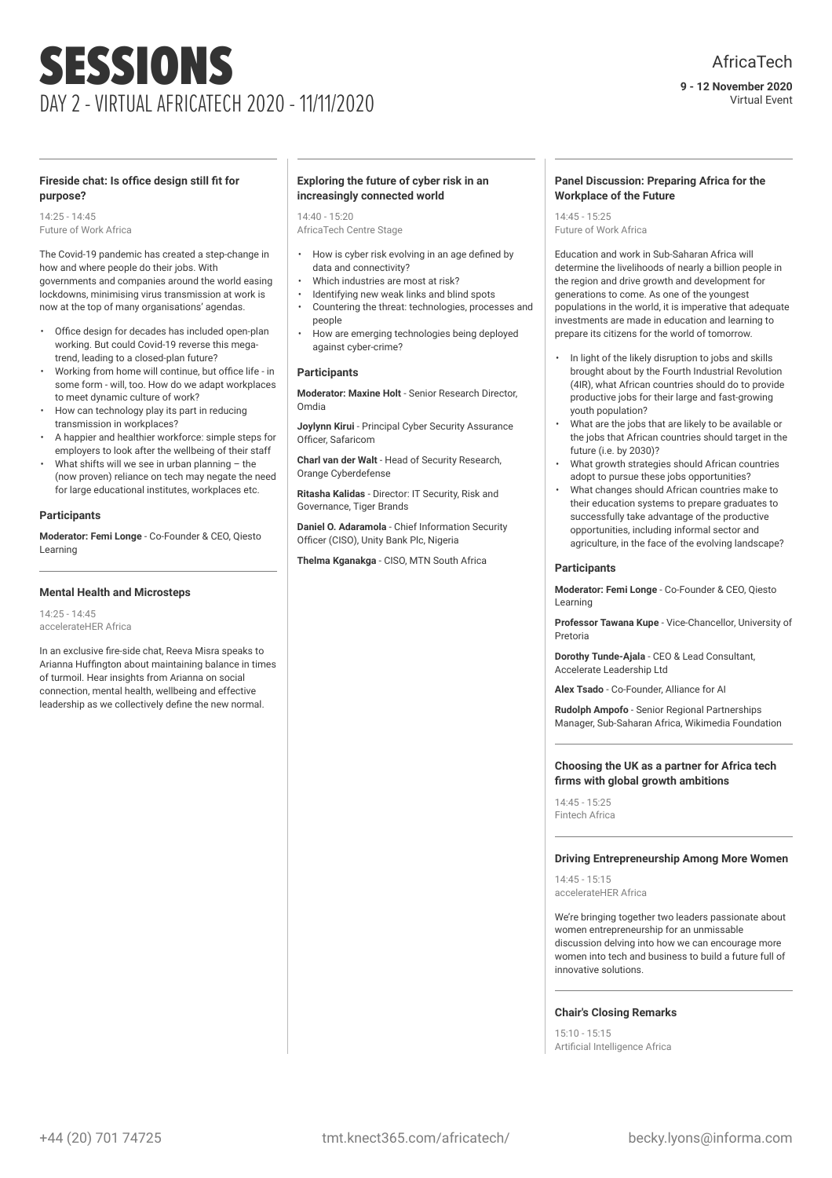# SESSIONS

DAY 2 - VIRTUAL AFRICATECH 2020 - 11/11/2020

AfricaTech

**9 - 12 November 2020**
Virtual Event

### Fireside chat: Is office design still fit for purpose?

14:25 - 14:45
Future of Work Africa

The Covid-19 pandemic has created a step-change in how and where people do their jobs. With governments and companies around the world easing lockdowns, minimising virus transmission at work is now at the top of many organisations' agendas.

- Office design for decades has included open-plan working. But could Covid-19 reverse this mega-trend, leading to a closed-plan future?
- Working from home will continue, but office life - in some form - will, too. How do we adapt workplaces to meet dynamic culture of work?
- How can technology play its part in reducing transmission in workplaces?
- A happier and healthier workforce: simple steps for employers to look after the wellbeing of their staff
- What shifts will we see in urban planning – the (now proven) reliance on tech may negate the need for large educational institutes, workplaces etc.

#### Participants

**Moderator: Femi Longe** - Co-Founder & CEO, Qiesto Learning

### Mental Health and Microsteps

14:25 - 14:45
accelerateHER Africa

In an exclusive fire-side chat, Reeva Misra speaks to Arianna Huffington about maintaining balance in times of turmoil. Hear insights from Arianna on social connection, mental health, wellbeing and effective leadership as we collectively define the new normal.

### Exploring the future of cyber risk in an increasingly connected world

14:40 - 15:20
AfricaTech Centre Stage

- How is cyber risk evolving in an age defined by data and connectivity?
- Which industries are most at risk?
- Identifying new weak links and blind spots
- Countering the threat: technologies, processes and people
- How are emerging technologies being deployed against cyber-crime?

#### Participants

**Moderator: Maxine Holt** - Senior Research Director, Omdia

**Joylynn Kirui** - Principal Cyber Security Assurance Officer, Safaricom

**Charl van der Walt** - Head of Security Research, Orange Cyberdefense

**Ritasha Kalidas** - Director: IT Security, Risk and Governance, Tiger Brands

**Daniel O. Adaramola** - Chief Information Security Officer (CISO), Unity Bank Plc, Nigeria

**Thelma Kganakga** - CISO, MTN South Africa

### Panel Discussion: Preparing Africa for the Workplace of the Future

14:45 - 15:25
Future of Work Africa

Education and work in Sub-Saharan Africa will determine the livelihoods of nearly a billion people in the region and drive growth and development for generations to come. As one of the youngest populations in the world, it is imperative that adequate investments are made in education and learning to prepare its citizens for the world of tomorrow.

- In light of the likely disruption to jobs and skills brought about by the Fourth Industrial Revolution (4IR), what African countries should do to provide productive jobs for their large and fast-growing youth population?
- What are the jobs that are likely to be available or the jobs that African countries should target in the future (i.e. by 2030)?
- What growth strategies should African countries adopt to pursue these jobs opportunities?
- What changes should African countries make to their education systems to prepare graduates to successfully take advantage of the productive opportunities, including informal sector and agriculture, in the face of the evolving landscape?

#### Participants

**Moderator: Femi Longe** - Co-Founder & CEO, Qiesto Learning

**Professor Tawana Kupe** - Vice-Chancellor, University of Pretoria

**Dorothy Tunde-Ajala** - CEO & Lead Consultant, Accelerate Leadership Ltd

**Alex Tsado** - Co-Founder, Alliance for AI

**Rudolph Ampofo** - Senior Regional Partnerships Manager, Sub-Saharan Africa, Wikimedia Foundation

### Choosing the UK as a partner for Africa tech firms with global growth ambitions

14:45 - 15:25
Fintech Africa

### Driving Entrepreneurship Among More Women

14:45 - 15:15
accelerateHER Africa

We're bringing together two leaders passionate about women entrepreneurship for an unmissable discussion delving into how we can encourage more women into tech and business to build a future full of innovative solutions.

### Chair's Closing Remarks

15:10 - 15:15
Artificial Intelligence Africa

+44 (20) 701 74725 tmt.knect365.com/africatech/ becky.lyons@informa.com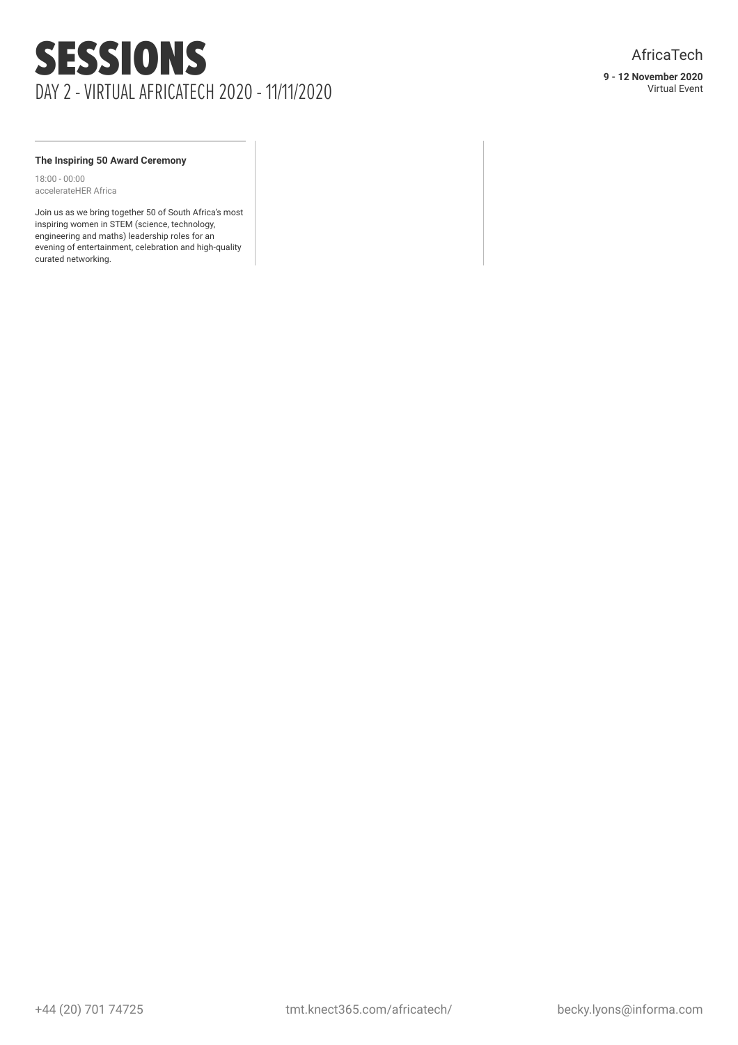# SESSIONS

DAY 2 - VIRTUAL AFRICATECH 2020 - 11/11/2020

AfricaTech

**9 - 12 November 2020**
Virtual Event

**The Inspiring 50 Award Ceremony**

18:00 - 00:00
accelerateHER Africa

Join us as we bring together 50 of South Africa's most inspiring women in STEM (science, technology, engineering and maths) leadership roles for an evening of entertainment, celebration and high-quality curated networking.

+44 (20) 701 74725    tmt.knect365.com/africatech/    becky.lyons@informa.com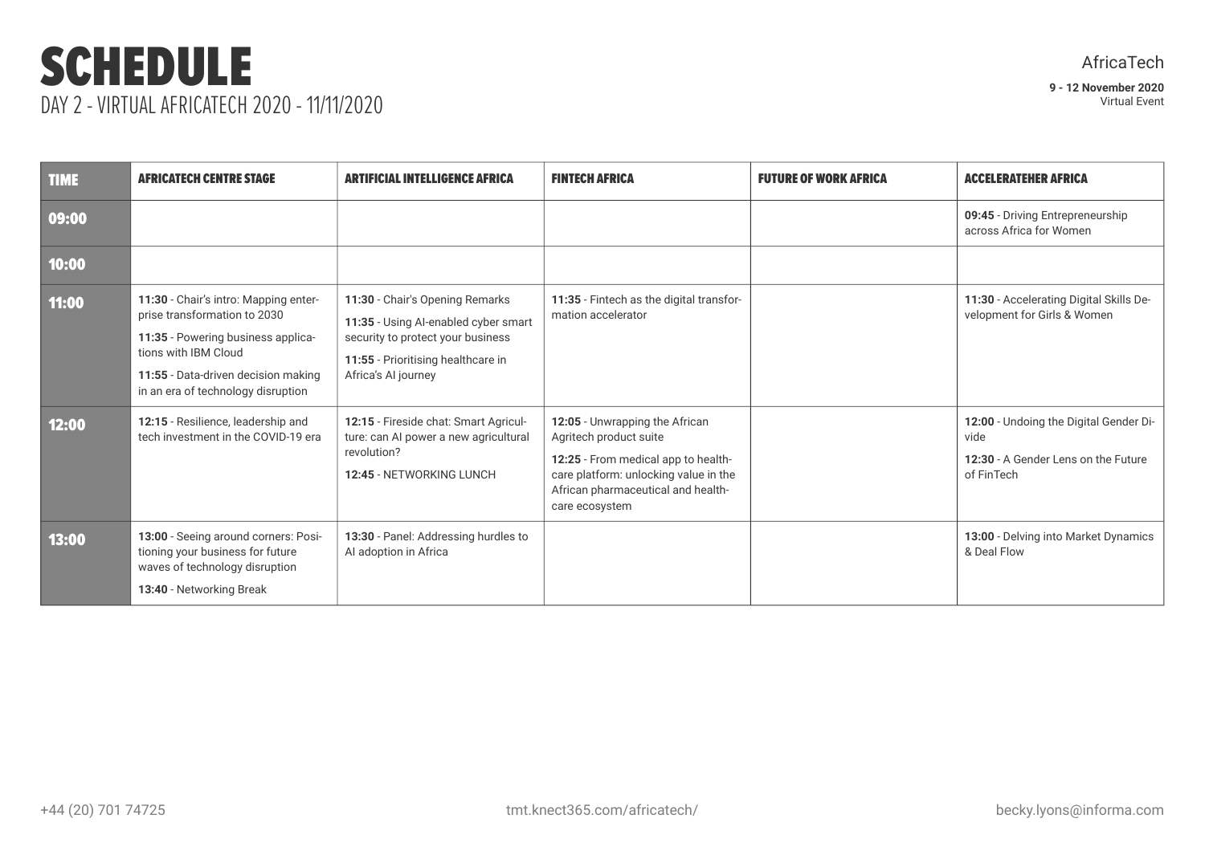# SCHEDULE

DAY 2 - VIRTUAL AFRICATECH 2020 - 11/11/2020

AfricaTech

**9 - 12 November 2020**
Virtual Event

| TIME | AFRICATECH CENTRE STAGE | ARTIFICIAL INTELLIGENCE AFRICA | FINTECH AFRICA | FUTURE OF WORK AFRICA | ACCELERATEHER AFRICA |
|---|---|---|---|---|---|
| 09:00 | | | | | **09:45** - Driving Entrepreneurship across Africa for Women |
| 10:00 | | | | | |
| 11:00 | **11:30** - Chair's intro: Mapping enterprise transformation to 2030<br>**11:35** - Powering business applications with IBM Cloud<br>**11:55** - Data-driven decision making in an era of technology disruption | **11:30** - Chair's Opening Remarks<br>**11:35** - Using AI-enabled cyber smart security to protect your business<br>**11:55** - Prioritising healthcare in Africa's AI journey | **11:35** - Fintech as the digital transformation accelerator | | **11:30** - Accelerating Digital Skills Development for Girls & Women |
| 12:00 | **12:15** - Resilience, leadership and tech investment in the COVID-19 era | **12:15** - Fireside chat: Smart Agriculture: can AI power a new agricultural revolution?<br>**12:45** - NETWORKING LUNCH | **12:05** - Unwrapping the African Agritech product suite<br>**12:25** - From medical app to healthcare platform: unlocking value in the African pharmaceutical and healthcare ecosystem | | **12:00** - Undoing the Digital Gender Divide<br>**12:30** - A Gender Lens on the Future of FinTech |
| 13:00 | **13:00** - Seeing around corners: Positioning your business for future waves of technology disruption<br>**13:40** - Networking Break | **13:30** - Panel: Addressing hurdles to AI adoption in Africa | | | **13:00** - Delving into Market Dynamics & Deal Flow |

+44 (20) 701 74725 | tmt.knect365.com/africatech/ | becky.lyons@informa.com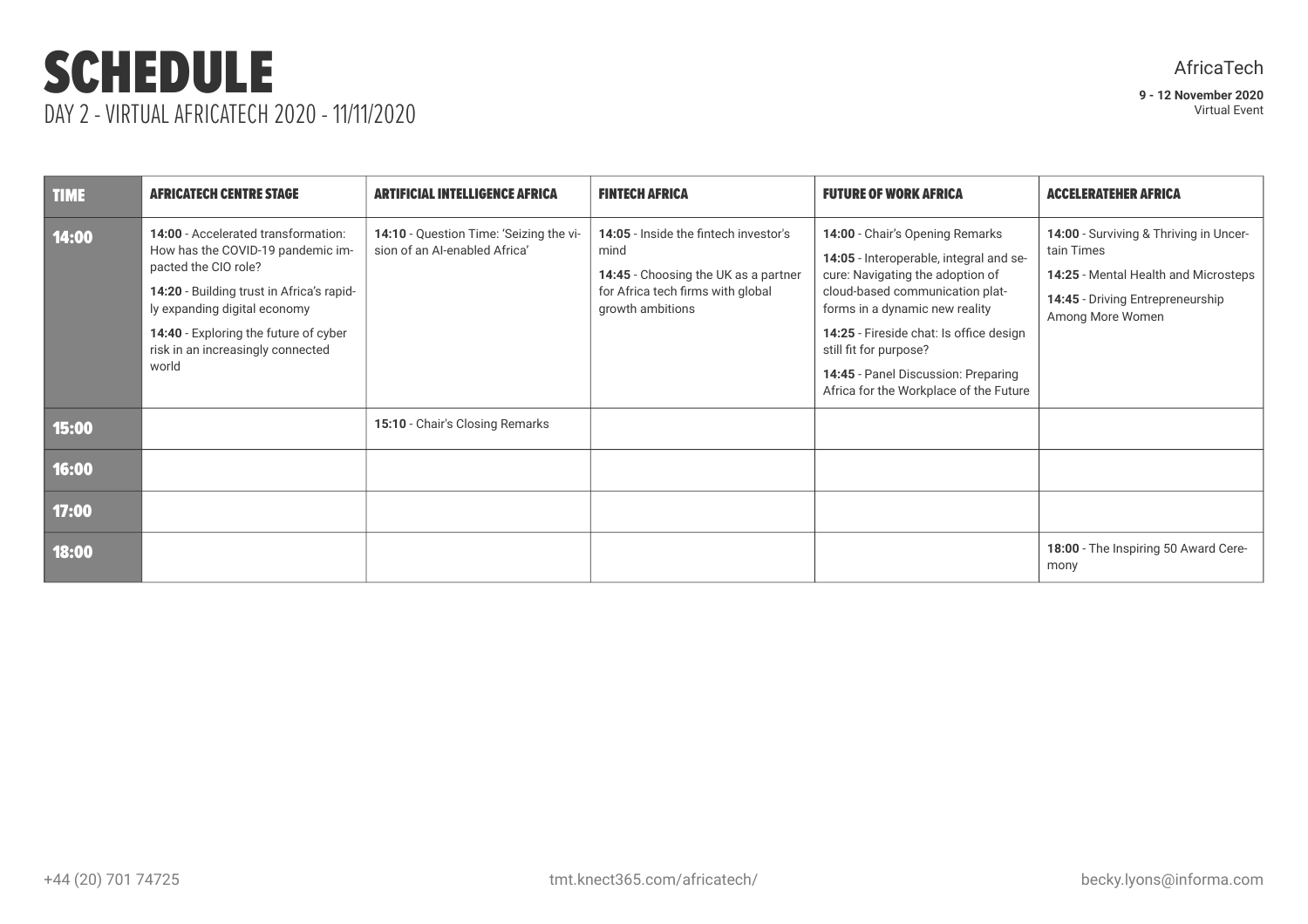# SCHEDULE

DAY 2 - VIRTUAL AFRICATECH 2020 - 11/11/2020

AfricaTech

**9 - 12 November 2020**
Virtual Event

| TIME | AFRICATECH CENTRE STAGE | ARTIFICIAL INTELLIGENCE AFRICA | FINTECH AFRICA | FUTURE OF WORK AFRICA | ACCELERATEHER AFRICA |
|---|---|---|---|---|---|
| 14:00 | **14:00** - Accelerated transformation: How has the COVID-19 pandemic impacted the CIO role?<br>**14:20** - Building trust in Africa's rapidly expanding digital economy<br>**14:40** - Exploring the future of cyber risk in an increasingly connected world | **14:10** - Question Time: 'Seizing the vision of an AI-enabled Africa' | **14:05** - Inside the fintech investor's mind<br>**14:45** - Choosing the UK as a partner for Africa tech firms with global growth ambitions | **14:00** - Chair's Opening Remarks<br>**14:05** - Interoperable, integral and secure: Navigating the adoption of cloud-based communication platforms in a dynamic new reality<br>**14:25** - Fireside chat: Is office design still fit for purpose?<br>**14:45** - Panel Discussion: Preparing Africa for the Workplace of the Future | **14:00** - Surviving & Thriving in Uncertain Times<br>**14:25** - Mental Health and Microsteps<br>**14:45** - Driving Entrepreneurship Among More Women |
| 15:00 | | **15:10** - Chair's Closing Remarks | | | |
| 16:00 | | | | | |
| 17:00 | | | | | |
| 18:00 | | | | | **18:00** - The Inspiring 50 Award Ceremony |

+44 (20) 701 74725 tmt.knect365.com/africatech/ becky.lyons@informa.com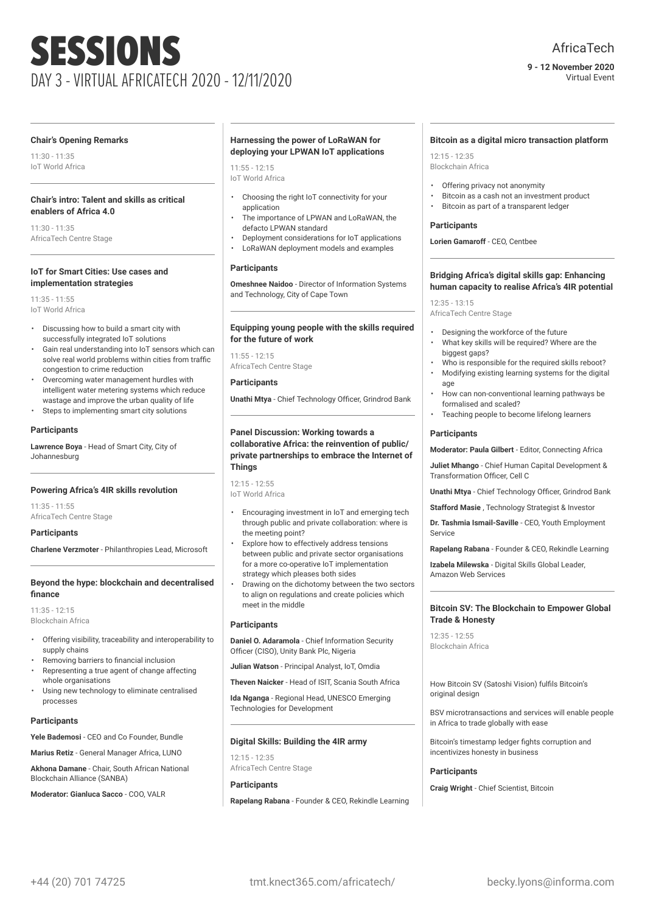# SESSIONS

## DAY 3 - VIRTUAL AFRICATECH 2020 - 12/11/2020

AfricaTech

**9 - 12 November 2020**
Virtual Event

### Chair's Opening Remarks

11:30 - 11:35
IoT World Africa

### Chair's intro: Talent and skills as critical enablers of Africa 4.0

11:30 - 11:35
AfricaTech Centre Stage

### IoT for Smart Cities: Use cases and implementation strategies

11:35 - 11:55
IoT World Africa

- Discussing how to build a smart city with successfully integrated IoT solutions
- Gain real understanding into IoT sensors which can solve real world problems within cities from traffic congestion to crime reduction
- Overcoming water management hurdles with intelligent water metering systems which reduce wastage and improve the urban quality of life
- Steps to implementing smart city solutions

**Participants**

**Lawrence Boya** - Head of Smart City, City of Johannesburg

### Powering Africa's 4IR skills revolution

11:35 - 11:55
AfricaTech Centre Stage

**Participants**

**Charlene Verzmoter** - Philanthropies Lead, Microsoft

### Beyond the hype: blockchain and decentralised finance

11:35 - 12:15
Blockchain Africa

- Offering visibility, traceability and interoperability to supply chains
- Removing barriers to financial inclusion
- Representing a true agent of change affecting whole organisations
- Using new technology to eliminate centralised processes

**Participants**

**Yele Bademosi** - CEO and Co Founder, Bundle

**Marius Retiz** - General Manager Africa, LUNO

**Akhona Damane** - Chair, South African National Blockchain Alliance (SANBA)

**Moderator: Gianluca Sacco** - COO, VALR

### Harnessing the power of LoRaWAN for deploying your LPWAN IoT applications

11:55 - 12:15
IoT World Africa

- Choosing the right IoT connectivity for your application
- The importance of LPWAN and LoRaWAN, the defacto LPWAN standard
- Deployment considerations for IoT applications
- LoRaWAN deployment models and examples

**Participants**

**Omeshnee Naidoo** - Director of Information Systems and Technology, City of Cape Town

### Equipping young people with the skills required for the future of work

11:55 - 12:15
AfricaTech Centre Stage

**Participants**

**Unathi Mtya** - Chief Technology Officer, Grindrod Bank

### Panel Discussion: Working towards a collaborative Africa: the reinvention of public/private partnerships to embrace the Internet of Things

12:15 - 12:55
IoT World Africa

- Encouraging investment in IoT and emerging tech through public and private collaboration: where is the meeting point?
- Explore how to effectively address tensions between public and private sector organisations for a more co-operative IoT implementation strategy which pleases both sides
- Drawing on the dichotomy between the two sectors to align on regulations and create policies which meet in the middle

**Participants**

**Daniel O. Adaramola** - Chief Information Security Officer (CISO), Unity Bank Plc, Nigeria

**Julian Watson** - Principal Analyst, IoT, Omdia

**Theven Naicker** - Head of ISIT, Scania South Africa

**Ida Nganga** - Regional Head, UNESCO Emerging Technologies for Development

### Digital Skills: Building the 4IR army

12:15 - 12:35
AfricaTech Centre Stage

**Participants**

**Rapelang Rabana** - Founder & CEO, Rekindle Learning

### Bitcoin as a digital micro transaction platform

12:15 - 12:35
Blockchain Africa

- Offering privacy not anonymity
- Bitcoin as a cash not an investment product
- Bitcoin as part of a transparent ledger

**Participants**

**Lorien Gamaroff** - CEO, Centbee

### Bridging Africa's digital skills gap: Enhancing human capacity to realise Africa's 4IR potential

12:35 - 13:15
AfricaTech Centre Stage

- Designing the workforce of the future
- What key skills will be required? Where are the biggest gaps?
- Who is responsible for the required skills reboot?
- Modifying existing learning systems for the digital age
- How can non-conventional learning pathways be formalised and scaled?
- Teaching people to become lifelong learners

**Participants**

**Moderator: Paula Gilbert** - Editor, Connecting Africa

**Juliet Mhango** - Chief Human Capital Development & Transformation Officer, Cell C

**Unathi Mtya** - Chief Technology Officer, Grindrod Bank

**Stafford Masie** , Technology Strategist & Investor

**Dr. Tashmia Ismail-Saville** - CEO, Youth Employment Service

**Rapelang Rabana** - Founder & CEO, Rekindle Learning

**Izabela Milewska** - Digital Skills Global Leader, Amazon Web Services

### Bitcoin SV: The Blockchain to Empower Global Trade & Honesty

12:35 - 12:55
Blockchain Africa

How Bitcoin SV (Satoshi Vision) fulfils Bitcoin's original design

BSV microtransactions and services will enable people in Africa to trade globally with ease

Bitcoin's timestamp ledger fights corruption and incentivizes honesty in business

**Participants**

**Craig Wright** - Chief Scientist, Bitcoin

+44 (20) 701 74725 | tmt.knect365.com/africatech/ | becky.lyons@informa.com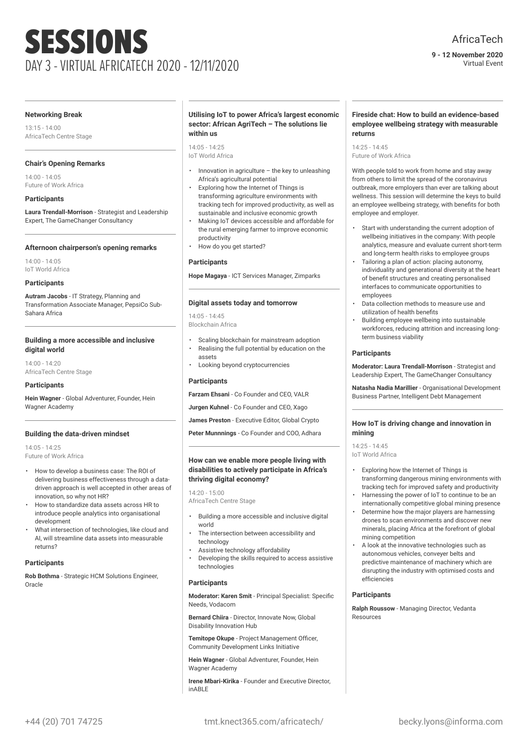# SESSIONS

## DAY 3 - VIRTUAL AFRICATECH 2020 - 12/11/2020

AfricaTech

**9 - 12 November 2020**
Virtual Event

### Networking Break

13:15 - 14:00
AfricaTech Centre Stage

### Chair's Opening Remarks

14:00 - 14:05
Future of Work Africa

**Participants**

**Laura Trendall-Morrison** - Strategist and Leadership Expert, The GameChanger Consultancy

### Afternoon chairperson's opening remarks

14:00 - 14:05
IoT World Africa

**Participants**

**Autram Jacobs** - IT Strategy, Planning and Transformation Associate Manager, PepsiCo Sub-Sahara Africa

### Building a more accessible and inclusive digital world

14:00 - 14:20
AfricaTech Centre Stage

**Participants**

**Hein Wagner** - Global Adventurer, Founder, Hein Wagner Academy

### Building the data-driven mindset

14:05 - 14:25
Future of Work Africa

- How to develop a business case: The ROI of delivering business effectiveness through a data-driven approach is well accepted in other areas of innovation, so why not HR?
- How to standardize data assets across HR to introduce people analytics into organisational development
- What intersection of technologies, like cloud and AI, will streamline data assets into measurable returns?

**Participants**

**Rob Bothma** - Strategic HCM Solutions Engineer, Oracle

### Utilising IoT to power Africa's largest economic sector: African AgriTech – The solutions lie within us

14:05 - 14:25
IoT World Africa

- Innovation in agriculture – the key to unleashing Africa's agricultural potential
- Exploring how the Internet of Things is transforming agriculture environments with tracking tech for improved productivity, as well as sustainable and inclusive economic growth
- Making IoT devices accessible and affordable for the rural emerging farmer to improve economic productivity
- How do you get started?

**Participants**

**Hope Magaya** - ICT Services Manager, Zimparks

### Digital assets today and tomorrow

14:05 - 14:45
Blockchain Africa

- Scaling blockchain for mainstream adoption
- Realising the full potential by education on the assets
- Looking beyond cryptocurrencies

**Participants**

**Farzam Ehsani** - Co Founder and CEO, VALR

**Jurgen Kuhnel** - Co Founder and CEO, Xago

**James Preston** - Executive Editor, Global Crypto

**Peter Munnnings** - Co Founder and COO, Adhara

### How can we enable more people living with disabilities to actively participate in Africa's thriving digital economy?

14:20 - 15:00
AfricaTech Centre Stage

- Building a more accessible and inclusive digital world
- The intersection between accessibility and technology
- Assistive technology affordability
- Developing the skills required to access assistive technologies

**Participants**

**Moderator: Karen Smit** - Principal Specialist: Specific Needs, Vodacom

**Bernard Chiira** - Director, Innovate Now, Global Disability Innovation Hub

**Temitope Okupe** - Project Management Officer, Community Development Links Initiative

**Hein Wagner** - Global Adventurer, Founder, Hein Wagner Academy

**Irene Mbari-Kirika** - Founder and Executive Director, inABLE

### Fireside chat: How to build an evidence-based employee wellbeing strategy with measurable returns

14:25 - 14:45
Future of Work Africa

With people told to work from home and stay away from others to limit the spread of the coronavirus outbreak, more employers than ever are talking about wellness. This session will determine the keys to build an employee wellbeing strategy, with benefits for both employee and employer.

- Start with understanding the current adoption of wellbeing initiatives in the company: With people analytics, measure and evaluate current short-term and long-term health risks to employee groups
- Tailoring a plan of action: placing autonomy, individuality and generational diversity at the heart of benefit structures and creating personalised interfaces to communicate opportunities to employees
- Data collection methods to measure use and utilization of health benefits
- Building employee wellbeing into sustainable workforces, reducing attrition and increasing long-term business viability

**Participants**

**Moderator: Laura Trendall-Morrison** - Strategist and Leadership Expert, The GameChanger Consultancy

**Natasha Nadia Marillier** - Organisational Development Business Partner, Intelligent Debt Management

### How IoT is driving change and innovation in mining

14:25 - 14:45
IoT World Africa

- Exploring how the Internet of Things is transforming dangerous mining environments with tracking tech for improved safety and productivity
- Harnessing the power of IoT to continue to be an internationally competitive global mining presence
- Determine how the major players are harnessing drones to scan environments and discover new minerals, placing Africa at the forefront of global mining competition
- A look at the innovative technologies such as autonomous vehicles, conveyer belts and predictive maintenance of machinery which are disrupting the industry with optimised costs and efficiencies

**Participants**

**Ralph Roussow** - Managing Director, Vedanta Resources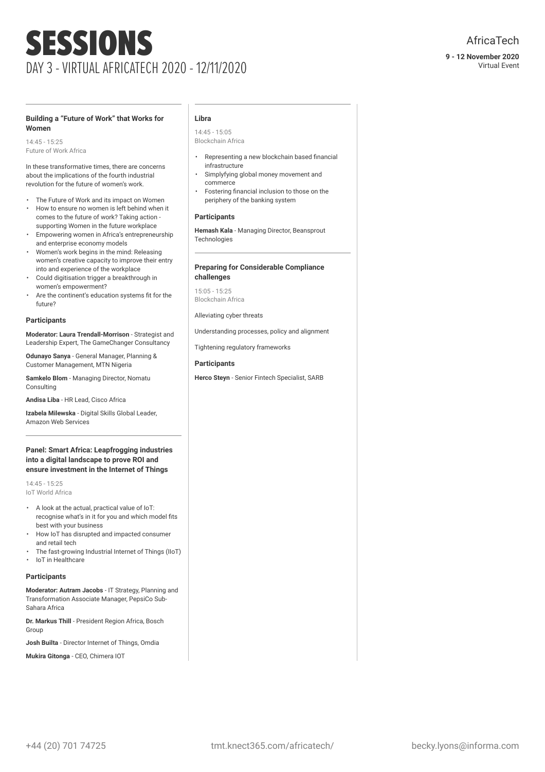# SESSIONS

## DAY 3 - VIRTUAL AFRICATECH 2020 - 12/11/2020

AfricaTech

**9 - 12 November 2020**
Virtual Event

### Building a "Future of Work" that Works for Women

14:45 - 15:25
Future of Work Africa

In these transformative times, there are concerns about the implications of the fourth industrial revolution for the future of women's work.

- The Future of Work and its impact on Women
- How to ensure no women is left behind when it comes to the future of work? Taking action - supporting Women in the future workplace
- Empowering women in Africa's entrepreneurship and enterprise economy models
- Women's work begins in the mind: Releasing women's creative capacity to improve their entry into and experience of the workplace
- Could digitisation trigger a breakthrough in women's empowerment?
- Are the continent's education systems fit for the future?

#### Participants

**Moderator: Laura Trendall-Morrison** - Strategist and Leadership Expert, The GameChanger Consultancy

**Odunayo Sanya** - General Manager, Planning & Customer Management, MTN Nigeria

**Samkelo Blom** - Managing Director, Nomatu Consulting

**Andisa Liba** - HR Lead, Cisco Africa

**Izabela Milewska** - Digital Skills Global Leader, Amazon Web Services

### Panel: Smart Africa: Leapfrogging industries into a digital landscape to prove ROI and ensure investment in the Internet of Things

14:45 - 15:25
IoT World Africa

- A look at the actual, practical value of IoT: recognise what's in it for you and which model fits best with your business
- How IoT has disrupted and impacted consumer and retail tech
- The fast-growing Industrial Internet of Things (IIoT)
- IoT in Healthcare

#### Participants

**Moderator: Autram Jacobs** - IT Strategy, Planning and Transformation Associate Manager, PepsiCo Sub-Sahara Africa

**Dr. Markus Thill** - President Region Africa, Bosch Group

**Josh Builta** - Director Internet of Things, Omdia

**Mukira Gitonga** - CEO, Chimera IOT

### Libra

14:45 - 15:05
Blockchain Africa

- Representing a new blockchain based financial infrastructure
- Simplyfying global money movement and commerce
- Fostering financial inclusion to those on the periphery of the banking system

#### Participants

**Hemash Kala** - Managing Director, Beansprout Technologies

### Preparing for Considerable Compliance challenges

15:05 - 15:25
Blockchain Africa

Alleviating cyber threats

Understanding processes, policy and alignment

Tightening regulatory frameworks

#### Participants

**Herco Steyn** - Senior Fintech Specialist, SARB

+44 (20) 701 74725 | tmt.knect365.com/africatech/ | becky.lyons@informa.com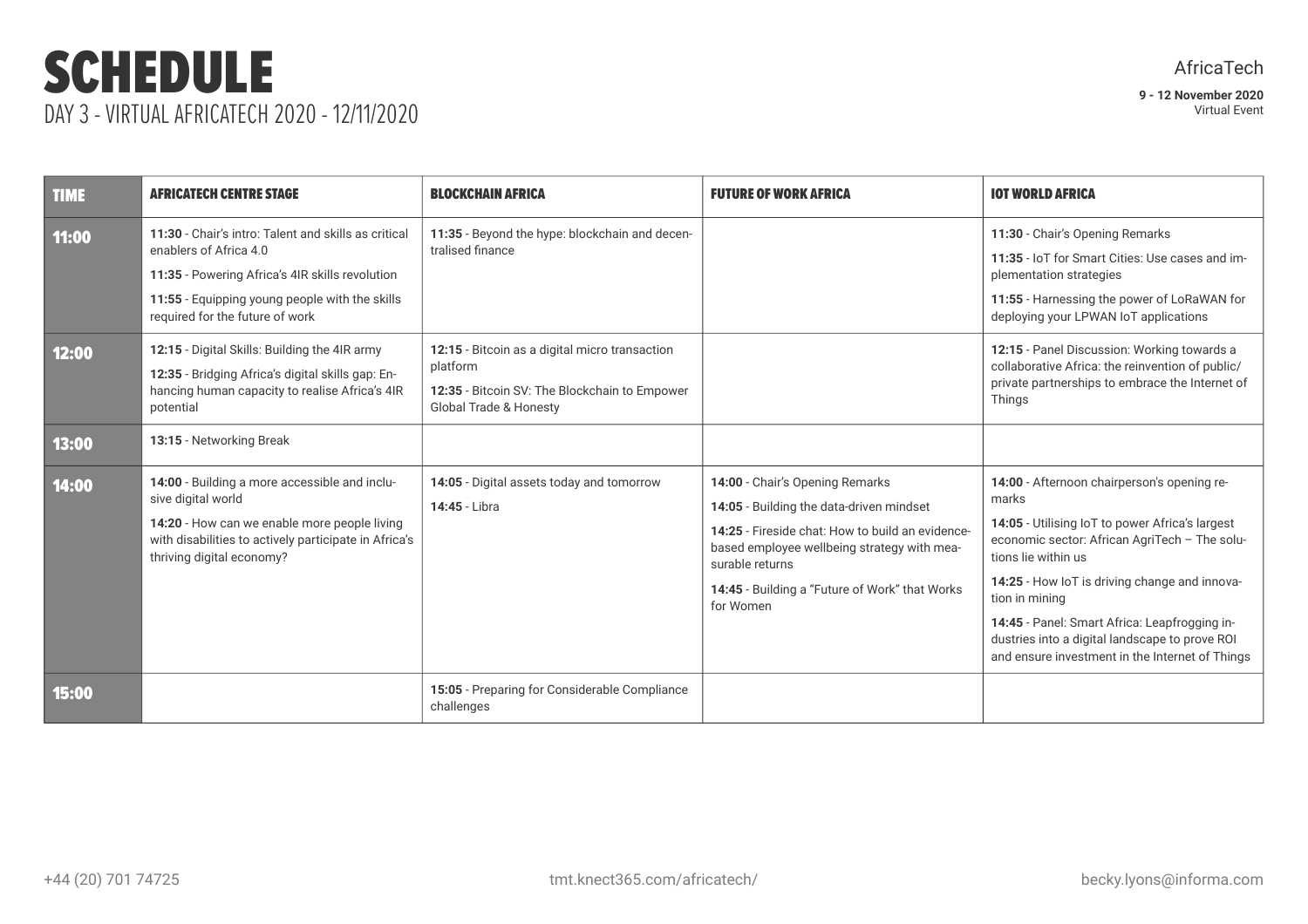# SCHEDULE

## DAY 3 - VIRTUAL AFRICATECH 2020 - 12/11/2020

AfricaTech

**9 - 12 November 2020**
Virtual Event

| TIME | AFRICATECH CENTRE STAGE | BLOCKCHAIN AFRICA | FUTURE OF WORK AFRICA | IOT WORLD AFRICA |
|---|---|---|---|---|
| **11:00** | **11:30** - Chair's intro: Talent and skills as critical enablers of Africa 4.0<br>**11:35** - Powering Africa's 4IR skills revolution<br>**11:55** - Equipping young people with the skills required for the future of work | **11:35** - Beyond the hype: blockchain and decentralised finance | | **11:30** - Chair's Opening Remarks<br>**11:35** - IoT for Smart Cities: Use cases and implementation strategies<br>**11:55** - Harnessing the power of LoRaWAN for deploying your LPWAN IoT applications |
| **12:00** | **12:15** - Digital Skills: Building the 4IR army<br>**12:35** - Bridging Africa's digital skills gap: Enhancing human capacity to realise Africa's 4IR potential | **12:15** - Bitcoin as a digital micro transaction platform<br>**12:35** - Bitcoin SV: The Blockchain to Empower Global Trade & Honesty | | **12:15** - Panel Discussion: Working towards a collaborative Africa: the reinvention of public/ private partnerships to embrace the Internet of Things |
| **13:00** | **13:15** - Networking Break | | | |
| **14:00** | **14:00** - Building a more accessible and inclusive digital world<br>**14:20** - How can we enable more people living with disabilities to actively participate in Africa's thriving digital economy? | **14:05** - Digital assets today and tomorrow<br>**14:45** - Libra | **14:00** - Chair's Opening Remarks<br>**14:05** - Building the data-driven mindset<br>**14:25** - Fireside chat: How to build an evidence-based employee wellbeing strategy with measurable returns<br>**14:45** - Building a "Future of Work" that Works for Women | **14:00** - Afternoon chairperson's opening remarks<br>**14:05** - Utilising IoT to power Africa's largest economic sector: African AgriTech – The solutions lie within us<br>**14:25** - How IoT is driving change and innovation in mining<br>**14:45** - Panel: Smart Africa: Leapfrogging industries into a digital landscape to prove ROI and ensure investment in the Internet of Things |
| **15:00** | | **15:05** - Preparing for Considerable Compliance challenges | | |

+44 (20) 701 74725 | tmt.knect365.com/africatech/ | becky.lyons@informa.com